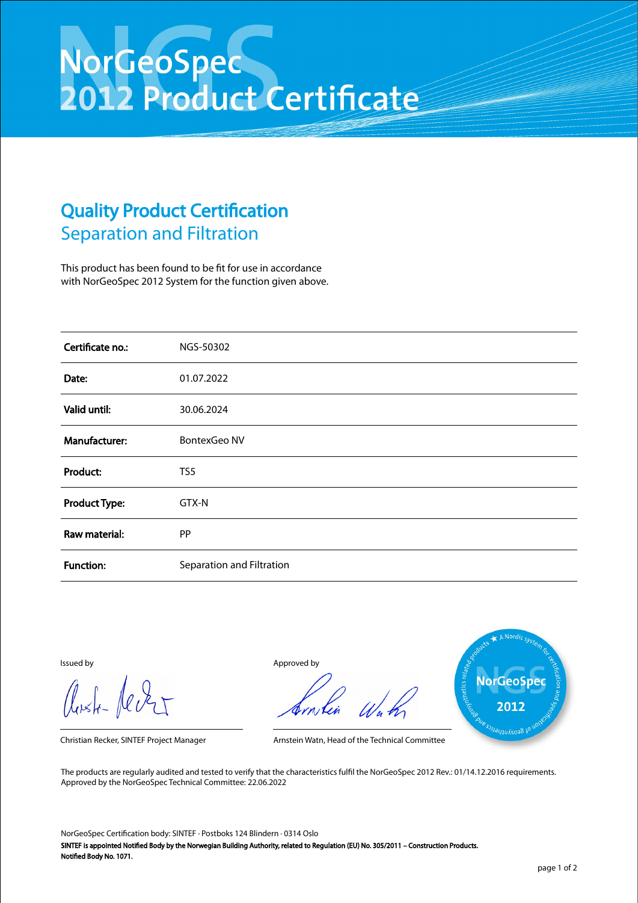# NorGeoSpec 2012 Product Certificate

## Quality Product Certification

### Separation and Filtration

This product has been found to be fit for use in accordance with NorGeoSpec 2012 System for the function given above.

| | |
|---|---|
| **Certificate no.:** | NGS-50302 |
| **Date:** | 01.07.2022 |
| **Valid until:** | 30.06.2024 |
| **Manufacturer:** | BontexGeo NV |
| **Product:** | TS5 |
| **Product Type:** | GTX-N |
| **Raw material:** | PP |
| **Function:** | Separation and Filtration |

Issued by

Christian Recker, SINTEF Project Manager

Approved by

Arnstein Watn, Head of the Technical Committee

A Nordic system for certification and specification of geosynthetics and geosynthetics related products — NorGeoSpec 2012

The products are regularly audited and tested to verify that the characteristics fulfil the NorGeoSpec 2012 Rev.: 01/14.12.2016 requirements.
Approved by the NorGeoSpec Technical Committee: 22.06.2022

NorGeoSpec Certification body: SINTEF · Postboks 124 Blindern · 0314 Oslo
**SINTEF is appointed Notified Body by the Norwegian Building Authority, related to Regulation (EU) No. 305/2011 – Construction Products.**
**Notified Body No. 1071.**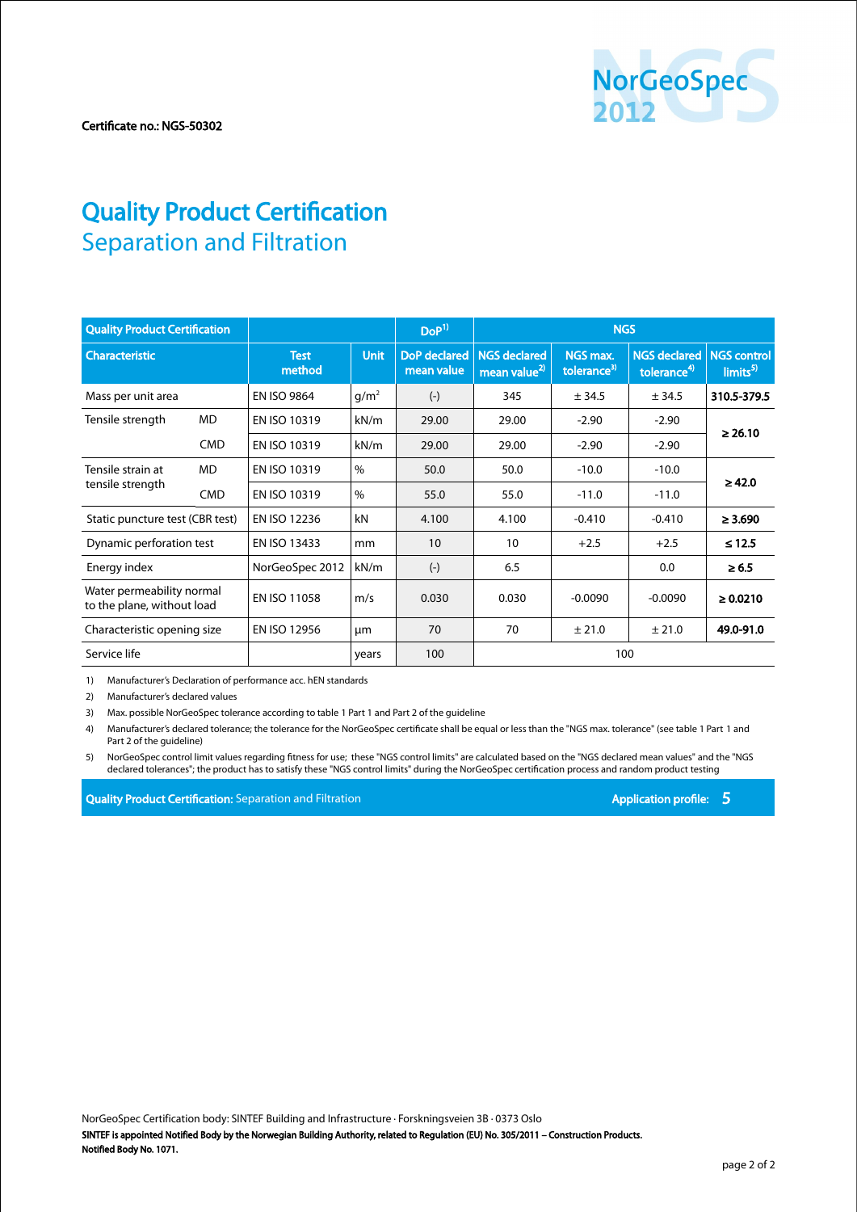Certificate no.: NGS-50302

NorGeoSpec 2012

# Quality Product Certification
## Separation and Filtration

| Quality Product Certification | | | | DoP[1] | NGS | | | |
|---|---|---|---|---|---|---|---|---|
| Characteristic | | Test method | Unit | DoP declared mean value | NGS declared mean value[2] | NGS max. tolerance[3] | NGS declared tolerance[4] | NGS control limits[5] |
| Mass per unit area | | EN ISO 9864 | g/m² | (-) | 345 | ± 34.5 | ± 34.5 | **310.5-379.5** |
| Tensile strength | MD | EN ISO 10319 | kN/m | 29.00 | 29.00 | -2.90 | -2.90 | **≥ 26.10** |
| | CMD | EN ISO 10319 | kN/m | 29.00 | 29.00 | -2.90 | -2.90 | |
| Tensile strain at tensile strength | MD | EN ISO 10319 | % | 50.0 | 50.0 | -10.0 | -10.0 | **≥ 42.0** |
| | CMD | EN ISO 10319 | % | 55.0 | 55.0 | -11.0 | -11.0 | |
| Static puncture test (CBR test) | | EN ISO 12236 | kN | 4.100 | 4.100 | -0.410 | -0.410 | **≥ 3.690** |
| Dynamic perforation test | | EN ISO 13433 | mm | 10 | 10 | +2.5 | +2.5 | **≤ 12.5** |
| Energy index | | NorGeoSpec 2012 | kN/m | (-) | 6.5 | | 0.0 | **≥ 6.5** |
| Water permeability normal to the plane, without load | | EN ISO 11058 | m/s | 0.030 | 0.030 | -0.0090 | -0.0090 | **≥ 0.0210** |
| Characteristic opening size | | EN ISO 12956 | µm | 70 | 70 | ± 21.0 | ± 21.0 | **49.0-91.0** |
| Service life | | | years | 100 | 100 | | | |

1) Manufacturer's Declaration of performance acc. hEN standards

2) Manufacturer's declared values

3) Max. possible NorGeoSpec tolerance according to table 1 Part 1 and Part 2 of the guideline

4) Manufacturer's declared tolerance; the tolerance for the NorGeoSpec certificate shall be equal or less than the "NGS max. tolerance" (see table 1 Part 1 and Part 2 of the guideline)

5) NorGeoSpec control limit values regarding fitness for use; these "NGS control limits" are calculated based on the "NGS declared mean values" and the "NGS declared tolerances"; the product has to satisfy these "NGS control limits" during the NorGeoSpec certification process and random product testing

**Quality Product Certification:** Separation and Filtration — **Application profile: 5**

NorGeoSpec Certification body: SINTEF Building and Infrastructure · Forskningsveien 3B · 0373 Oslo

**SINTEF is appointed Notified Body by the Norwegian Building Authority, related to Regulation (EU) No. 305/2011 – Construction Products.**
**Notified Body No. 1071.**